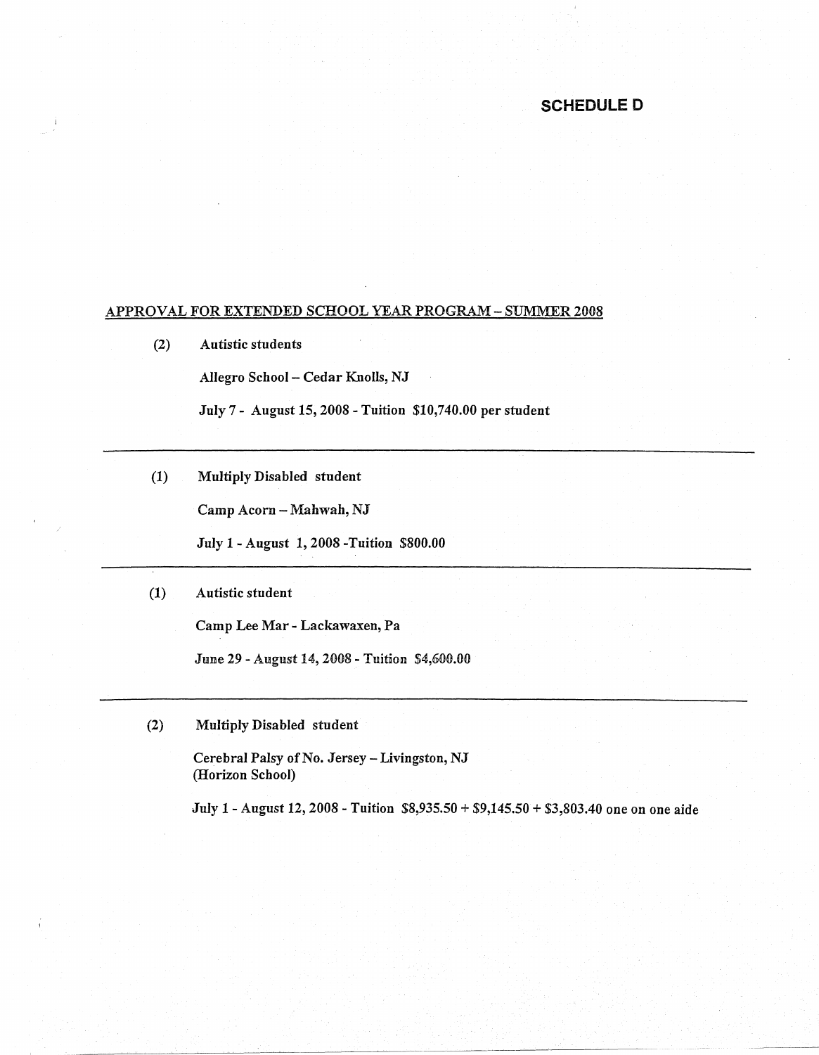# SCHEDULE D

APPROVAL FOR EXTENDED SCHOOL YEAR PROGRAM – SUMMER 2008

(2) Autistic students

Allegro School – Cedar Knolls, NJ

July 7 - August 15, 2008 - Tuition $10,740.00 per student

---

(1) Multiply Disabled student

Camp Acorn – Mahwah, NJ

July 1 - August 1, 2008 -Tuition $800.00

---

(1) Autistic student

Camp Lee Mar - Lackawaxen, Pa

June 29 - August 14, 2008 - Tuition $4,600.00

---

(2) Multiply Disabled student

Cerebral Palsy of No. Jersey – Livingston, NJ
(Horizon School)

July 1 - August 12, 2008 - Tuition $8,935.50 + $9,145.50 + $3,803.40 one on one aide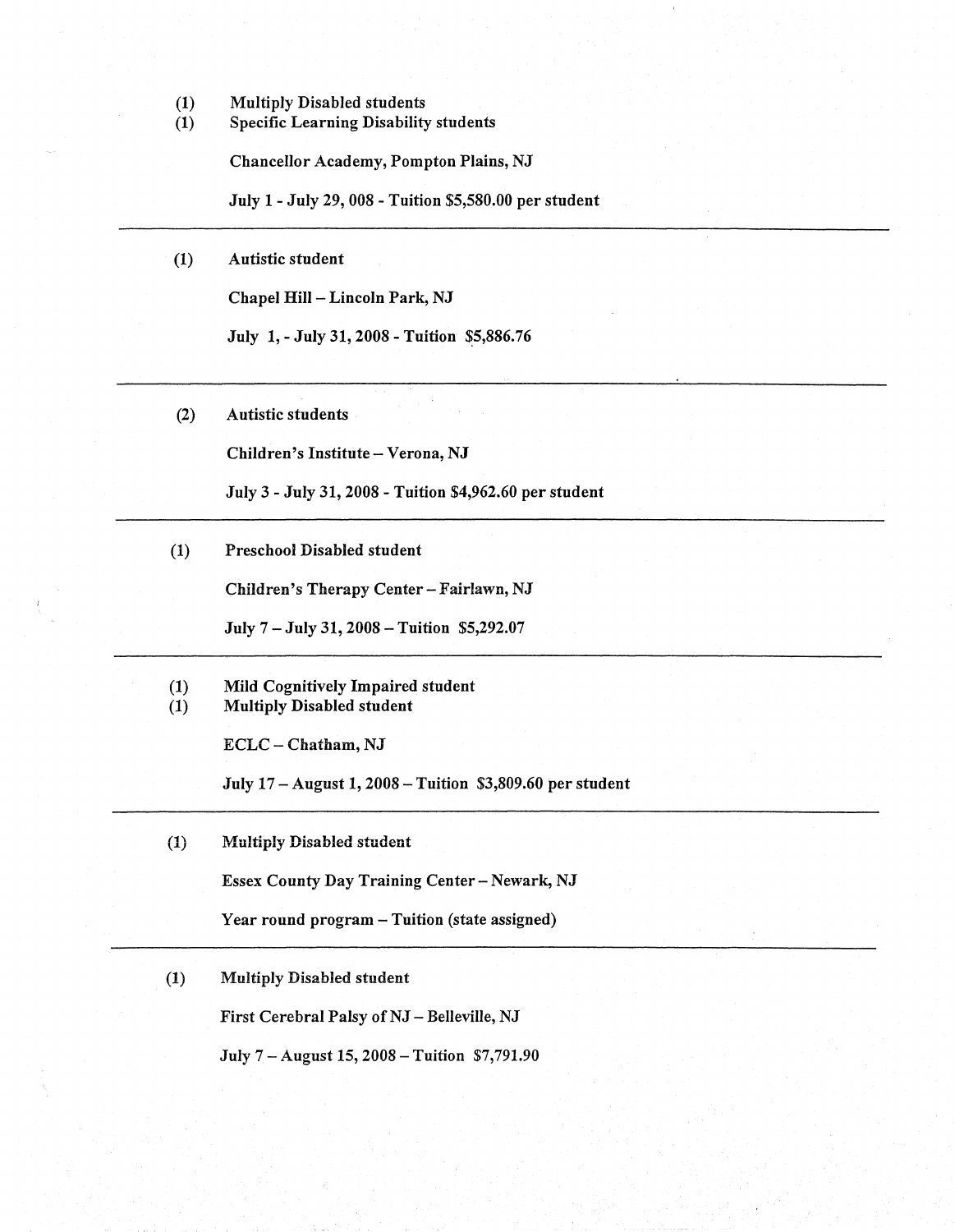(1) Multiply Disabled students
(1) Specific Learning Disability students

Chancellor Academy, Pompton Plains, NJ

July 1 - July 29, 008 - Tuition $5,580.00 per student

---

(1) Autistic student

Chapel Hill – Lincoln Park, NJ

July 1, - July 31, 2008 - Tuition $5,886.76

---

(2) Autistic students

Children's Institute – Verona, NJ

July 3 - July 31, 2008 - Tuition $4,962.60 per student

---

(1) Preschool Disabled student

Children's Therapy Center – Fairlawn, NJ

July 7 – July 31, 2008 – Tuition $5,292.07

---

(1) Mild Cognitively Impaired student
(1) Multiply Disabled student

ECLC – Chatham, NJ

July 17 – August 1, 2008 – Tuition $3,809.60 per student

---

(1) Multiply Disabled student

Essex County Day Training Center – Newark, NJ

Year round program – Tuition (state assigned)

---

(1) Multiply Disabled student

First Cerebral Palsy of NJ – Belleville, NJ

July 7 – August 15, 2008 – Tuition $7,791.90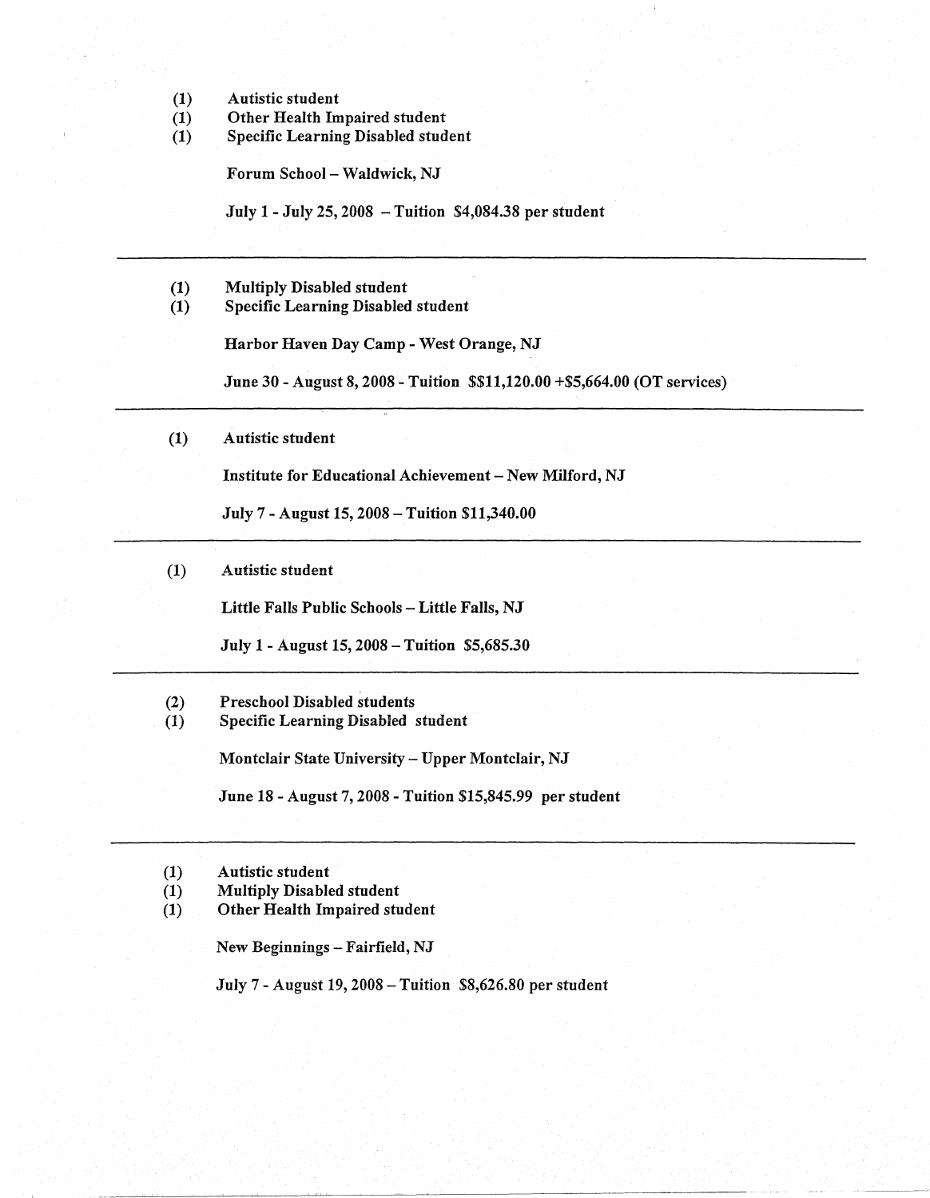**(1) Autistic student**
**(1) Other Health Impaired student**
**(1) Specific Learning Disabled student**

**Forum School – Waldwick, NJ**

**July 1 - July 25, 2008 – Tuition $4,084.38 per student**

---

**(1) Multiply Disabled student**
**(1) Specific Learning Disabled student**

**Harbor Haven Day Camp - West Orange, NJ**

**June 30 - August 8, 2008 - Tuition $$11,120.00 +$5,664.00 (OT services)**

---

**(1) Autistic student**

**Institute for Educational Achievement – New Milford, NJ**

**July 7 - August 15, 2008 – Tuition $11,340.00**

---

**(1) Autistic student**

**Little Falls Public Schools – Little Falls, NJ**

**July 1 - August 15, 2008 – Tuition $5,685.30**

---

**(2) Preschool Disabled students**
**(1) Specific Learning Disabled student**

**Montclair State University – Upper Montclair, NJ**

**June 18 - August 7, 2008 - Tuition $15,845.99 per student**

---

**(1) Autistic student**
**(1) Multiply Disabled student**
**(1) Other Health Impaired student**

**New Beginnings – Fairfield, NJ**

**July 7 - August 19, 2008 – Tuition $8,626.80 per student**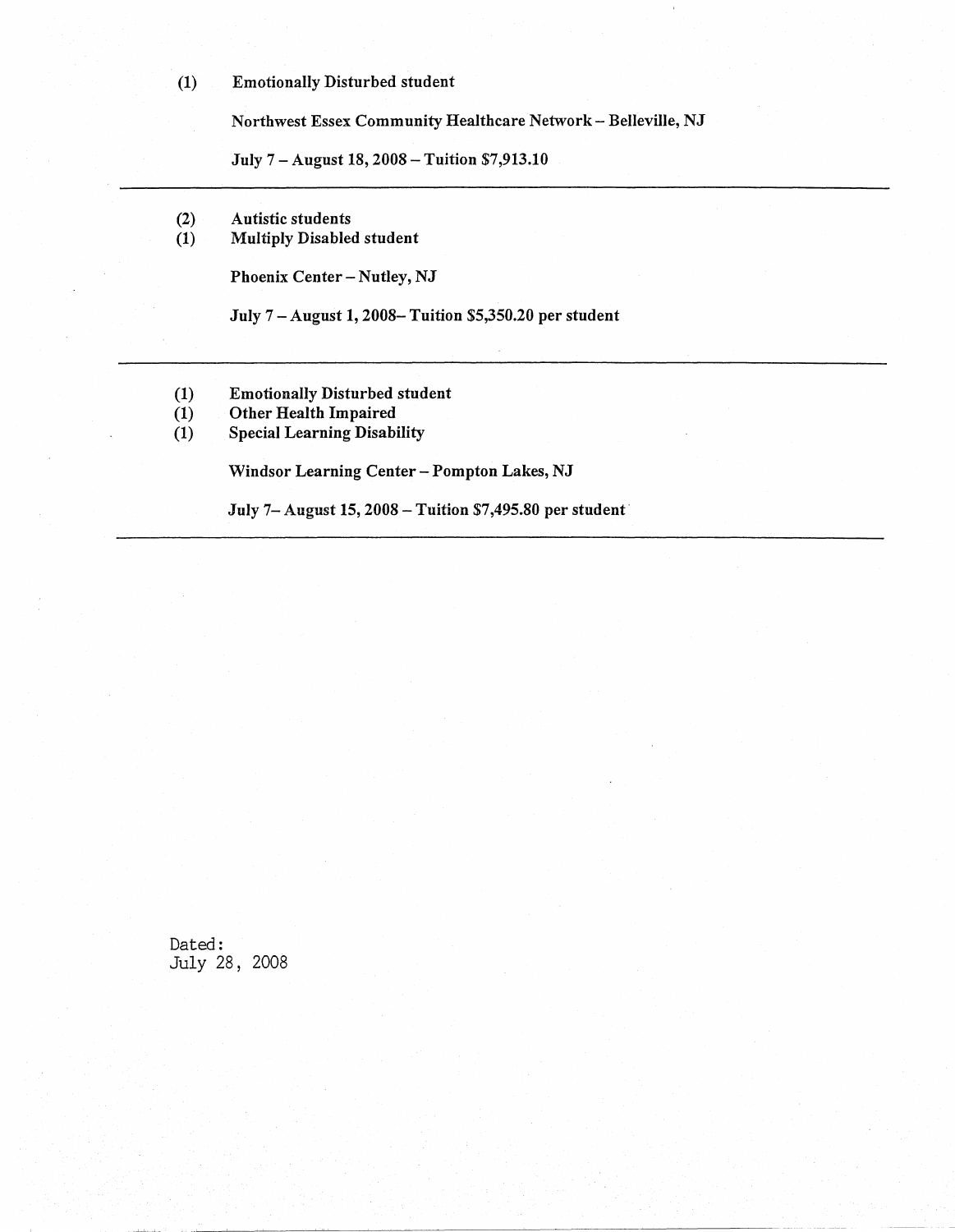(1) **Emotionally Disturbed student**

**Northwest Essex Community Healthcare Network – Belleville, NJ**

**July 7 – August 18, 2008 – Tuition $7,913.10**

---

(2) **Autistic students**
(1) **Multiply Disabled student**

**Phoenix Center – Nutley, NJ**

**July 7 – August 1, 2008– Tuition $5,350.20 per student**

---

(1) **Emotionally Disturbed student**
(1) **Other Health Impaired**
(1) **Special Learning Disability**

**Windsor Learning Center – Pompton Lakes, NJ**

**July 7– August 15, 2008 – Tuition $7,495.80 per student**

---

Dated:
July 28, 2008